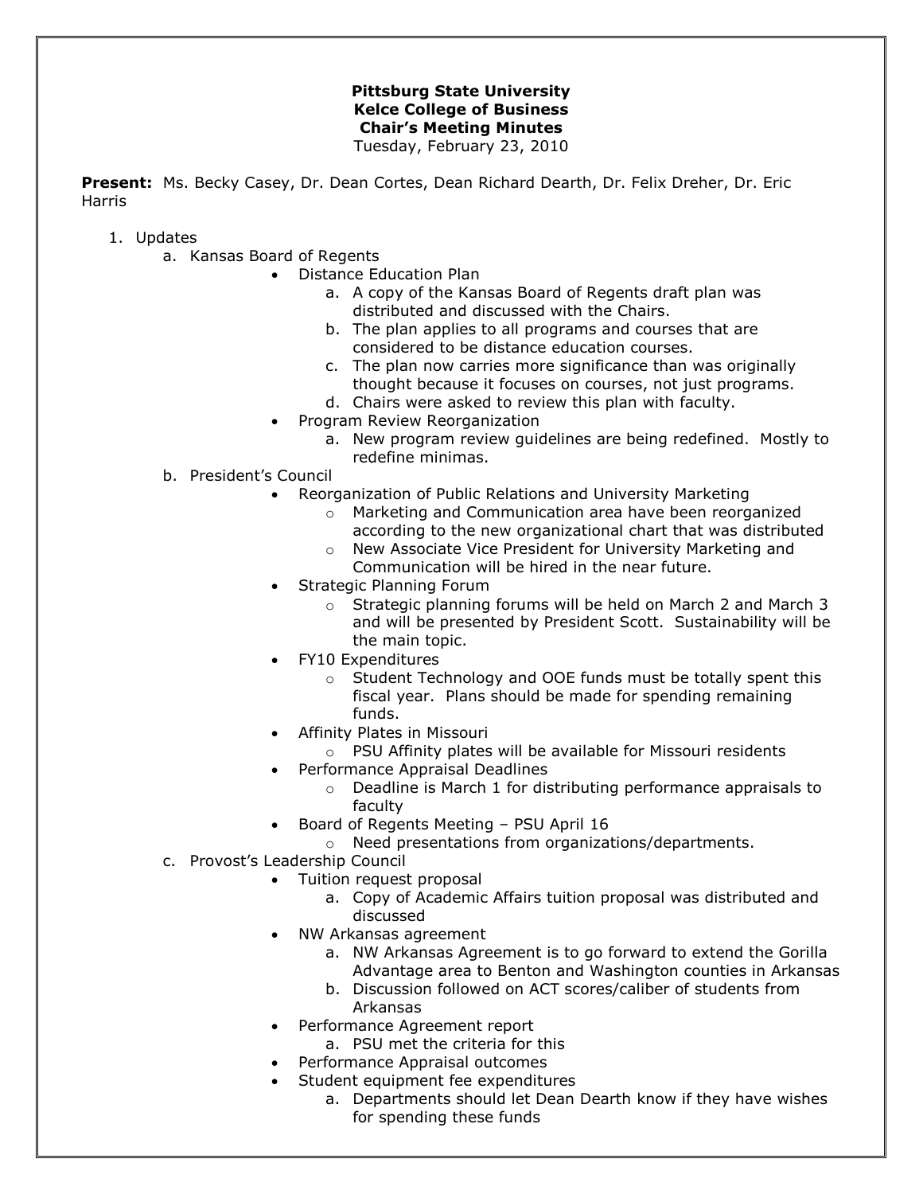**Pittsburg State University**
**Kelce College of Business**
**Chair's Meeting Minutes**
Tuesday, February 23, 2010

**Present:** Ms. Becky Casey, Dr. Dean Cortes, Dean Richard Dearth, Dr. Felix Dreher, Dr. Eric Harris

1. Updates
   a. Kansas Board of Regents
      - Distance Education Plan
        a. A copy of the Kansas Board of Regents draft plan was distributed and discussed with the Chairs.
        b. The plan applies to all programs and courses that are considered to be distance education courses.
        c. The plan now carries more significance than was originally thought because it focuses on courses, not just programs.
        d. Chairs were asked to review this plan with faculty.
      - Program Review Reorganization
        a. New program review guidelines are being redefined. Mostly to redefine minimas.

   b. President's Council
      - Reorganization of Public Relations and University Marketing
        - Marketing and Communication area have been reorganized according to the new organizational chart that was distributed
        - New Associate Vice President for University Marketing and Communication will be hired in the near future.
      - Strategic Planning Forum
        - Strategic planning forums will be held on March 2 and March 3 and will be presented by President Scott. Sustainability will be the main topic.
      - FY10 Expenditures
        - Student Technology and OOE funds must be totally spent this fiscal year. Plans should be made for spending remaining funds.
      - Affinity Plates in Missouri
        - PSU Affinity plates will be available for Missouri residents
      - Performance Appraisal Deadlines
        - Deadline is March 1 for distributing performance appraisals to faculty
      - Board of Regents Meeting – PSU April 16
        - Need presentations from organizations/departments.

   c. Provost's Leadership Council
      - Tuition request proposal
        a. Copy of Academic Affairs tuition proposal was distributed and discussed
      - NW Arkansas agreement
        a. NW Arkansas Agreement is to go forward to extend the Gorilla Advantage area to Benton and Washington counties in Arkansas
        b. Discussion followed on ACT scores/caliber of students from Arkansas
      - Performance Agreement report
        a. PSU met the criteria for this
      - Performance Appraisal outcomes
      - Student equipment fee expenditures
        a. Departments should let Dean Dearth know if they have wishes for spending these funds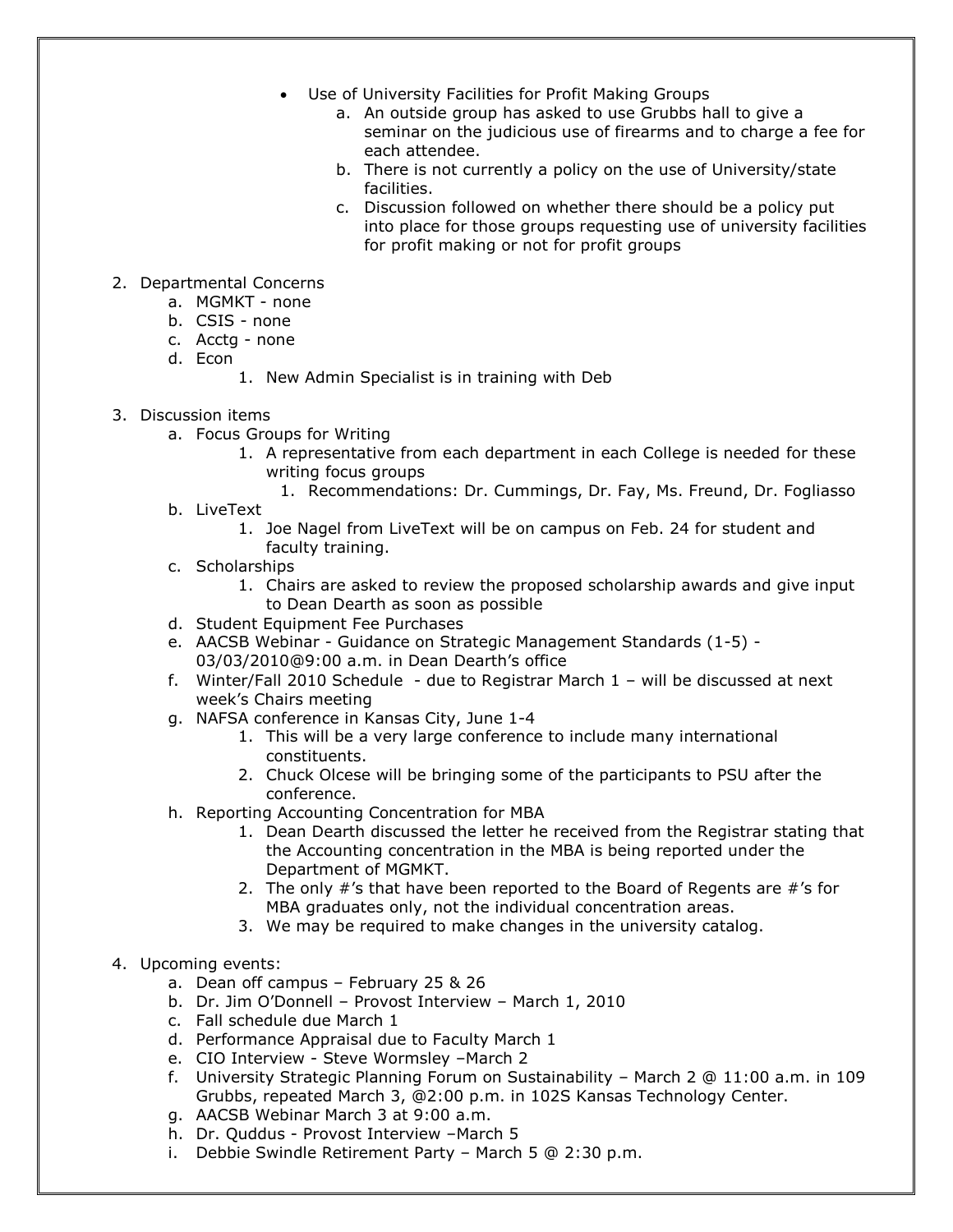- Use of University Facilities for Profit Making Groups
    a. An outside group has asked to use Grubbs hall to give a seminar on the judicious use of firearms and to charge a fee for each attendee.
    b. There is not currently a policy on the use of University/state facilities.
    c. Discussion followed on whether there should be a policy put into place for those groups requesting use of university facilities for profit making or not for profit groups

2. Departmental Concerns
    a. MGMKT - none
    b. CSIS - none
    c. Acctg - none
    d. Econ
        1. New Admin Specialist is in training with Deb

3. Discussion items
    a. Focus Groups for Writing
        1. A representative from each department in each College is needed for these writing focus groups
            1. Recommendations: Dr. Cummings, Dr. Fay, Ms. Freund, Dr. Fogliasso
    b. LiveText
        1. Joe Nagel from LiveText will be on campus on Feb. 24 for student and faculty training.
    c. Scholarships
        1. Chairs are asked to review the proposed scholarship awards and give input to Dean Dearth as soon as possible
    d. Student Equipment Fee Purchases
    e. AACSB Webinar - Guidance on Strategic Management Standards (1-5) - 03/03/2010@9:00 a.m. in Dean Dearth's office
    f. Winter/Fall 2010 Schedule - due to Registrar March 1 – will be discussed at next week's Chairs meeting
    g. NAFSA conference in Kansas City, June 1-4
        1. This will be a very large conference to include many international constituents.
        2. Chuck Olcese will be bringing some of the participants to PSU after the conference.
    h. Reporting Accounting Concentration for MBA
        1. Dean Dearth discussed the letter he received from the Registrar stating that the Accounting concentration in the MBA is being reported under the Department of MGMKT.
        2. The only #'s that have been reported to the Board of Regents are #'s for MBA graduates only, not the individual concentration areas.
        3. We may be required to make changes in the university catalog.

4. Upcoming events:
    a. Dean off campus – February 25 & 26
    b. Dr. Jim O'Donnell – Provost Interview – March 1, 2010
    c. Fall schedule due March 1
    d. Performance Appraisal due to Faculty March 1
    e. CIO Interview - Steve Wormsley –March 2
    f. University Strategic Planning Forum on Sustainability – March 2 @ 11:00 a.m. in 109 Grubbs, repeated March 3, @2:00 p.m. in 102S Kansas Technology Center.
    g. AACSB Webinar March 3 at 9:00 a.m.
    h. Dr. Quddus - Provost Interview –March 5
    i. Debbie Swindle Retirement Party – March 5 @ 2:30 p.m.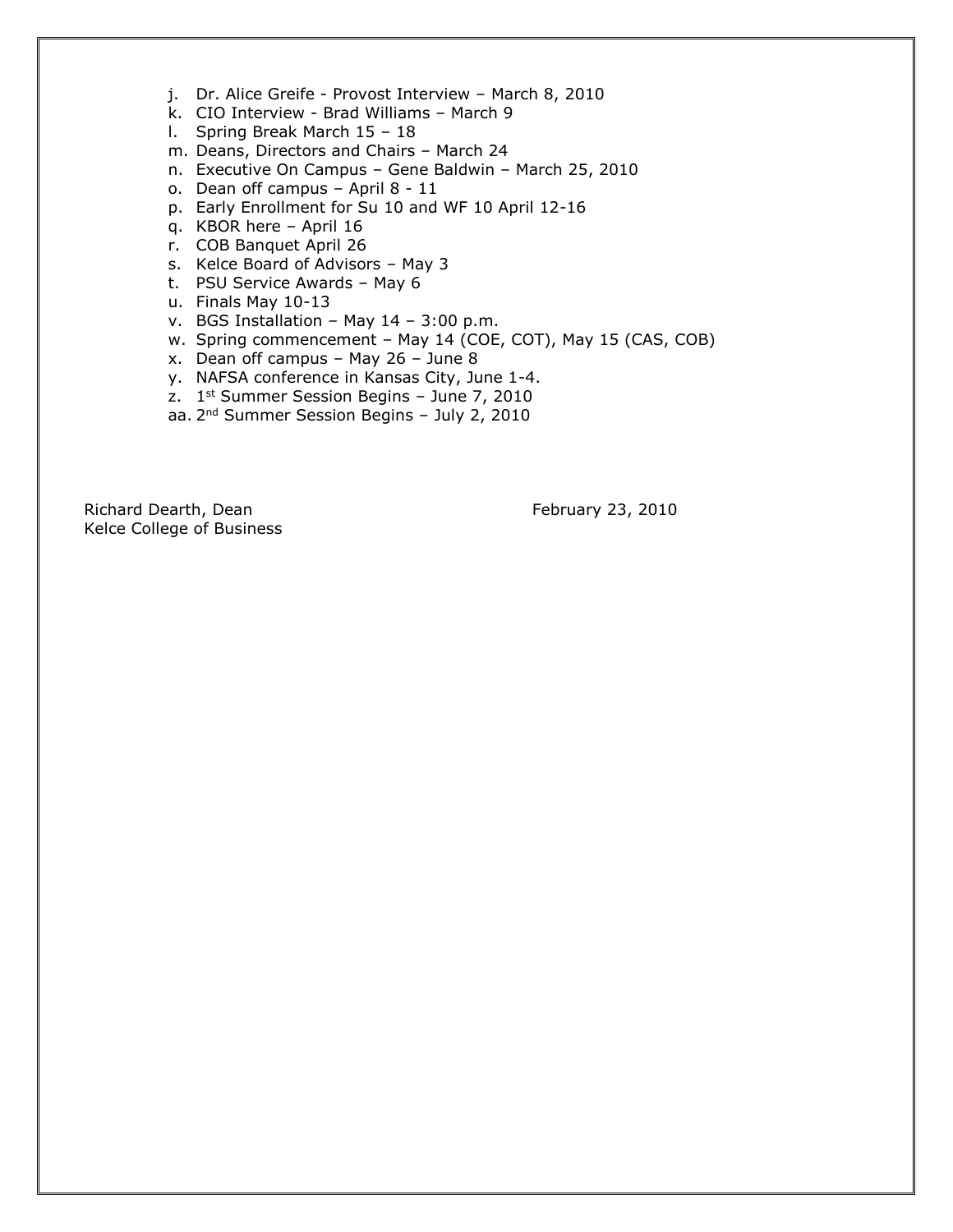j. Dr. Alice Greife - Provost Interview – March 8, 2010
k. CIO Interview - Brad Williams – March 9
l. Spring Break March 15 – 18
m. Deans, Directors and Chairs – March 24
n. Executive On Campus – Gene Baldwin – March 25, 2010
o. Dean off campus – April 8 - 11
p. Early Enrollment for Su 10 and WF 10 April 12-16
q. KBOR here – April 16
r. COB Banquet April 26
s. Kelce Board of Advisors – May 3
t. PSU Service Awards – May 6
u. Finals May 10-13
v. BGS Installation – May 14 – 3:00 p.m.
w. Spring commencement – May 14 (COE, COT), May 15 (CAS, COB)
x. Dean off campus – May 26 – June 8
y. NAFSA conference in Kansas City, June 1-4.
z. 1st Summer Session Begins – June 7, 2010
aa. 2nd Summer Session Begins – July 2, 2010

Richard Dearth, Dean
Kelce College of Business

February 23, 2010